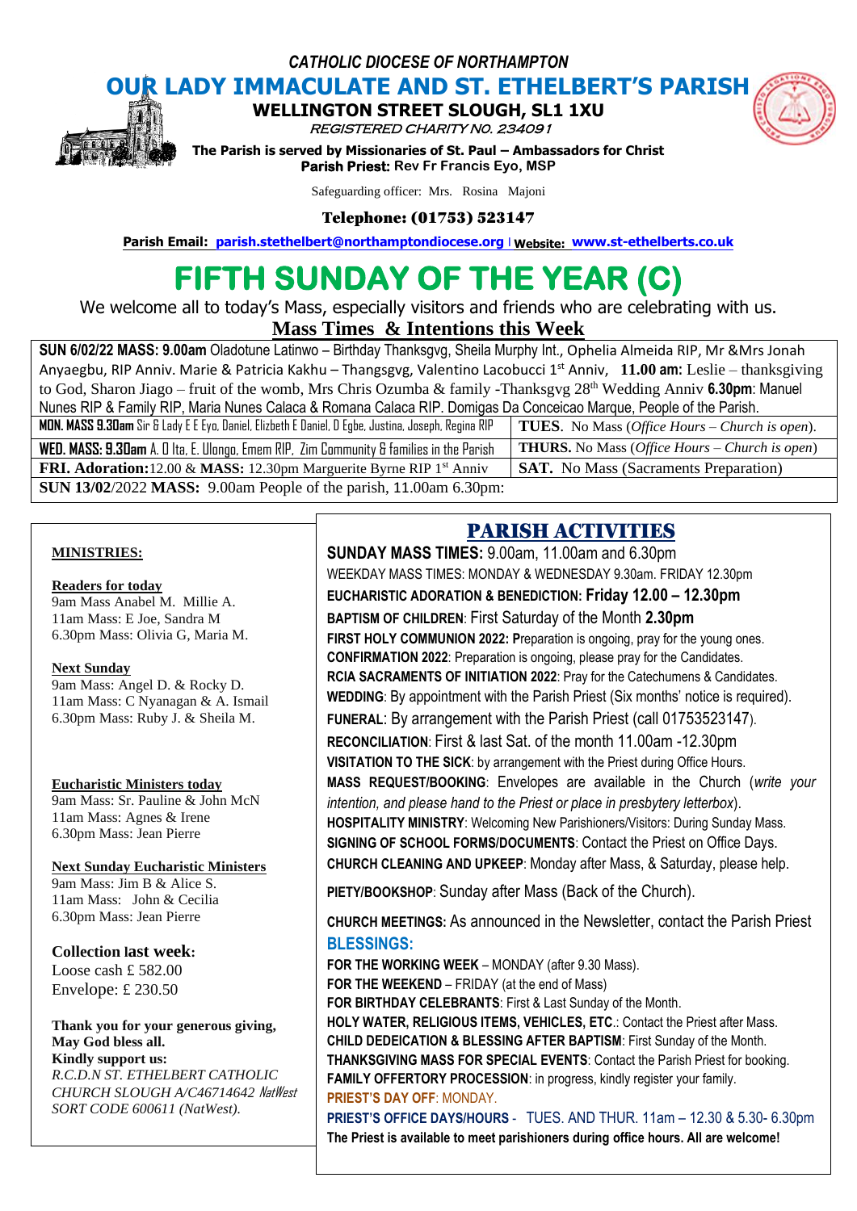*CATHOLIC DIOCESE OF NORTHAMPTON*

# OUR LADY IMMACULATE AND ST. ETHELBERT'S PARISH

**WELLINGTON STREET SLOUGH, SL1 1XU**

*REGISTERED CHARITY NO. 234091*

**The Parish is served by Missionaries of St. Paul – Ambassadors for Christ**

**Parish Priest:** Rev Fr Francis Eyo, MSP

Safeguarding officer: Mrs. Rosina Majoni

**Telephone: (01753) 523147**

**Parish Email: parish.stethelbert@northamptondiocese.org | Website: www.st-ethelberts.co.uk**

# FIFTH SUNDAY OF THE YEAR (C)

We welcome all to today's Mass, especially visitors and friends who are celebrating with us.

## Mass Times & Intentions this Week

**SUN 6/02/22 MASS: 9.00am** Oladotune Latinwo – Birthday Thanksgvg, Sheila Murphy Int., Ophelia Almeida RIP, Mr &Mrs Jonah Anyaegbu, RIP Anniv. Marie & Patricia Kakhu – Thangsgvg, Valentino Lacobucci 1st Anniv, **11.00 am:** Leslie – thanksgiving to God, Sharon Jiago – fruit of the womb, Mrs Chris Ozumba & family -Thanksgvg 28th Wedding Anniv **6.30pm**: Manuel Nunes RIP & Family RIP, Maria Nunes Calaca & Romana Calaca RIP. Domigas Da Conceicao Marque, People of the Parish.

| | |
|---|---|
| **MON. MASS 9.30am** Sir & Lady E E Eyo, Daniel, Elizbeth E Daniel, D Egbe, Justina, Joseph, Regina RIP | **TUES.** No Mass (*Office Hours – Church is open*). |
| **WED. MASS: 9.30am** A. O Ita, E. Ulongo, Emem RIP, Zim Community & families in the Parish | **THURS.** No Mass (*Office Hours – Church is open*) |
| **FRI. Adoration:**12.00 & **MASS:** 12.30pm Marguerite Byrne RIP 1st Anniv | **SAT.** No Mass (Sacraments Preparation) |

**SUN 13/02/2022 MASS:** 9.00am People of the parish, 11.00am 6.30pm:

### MINISTRIES:

**Readers for today**
9am Mass Anabel M. Millie A.
11am Mass: E Joe, Sandra M
6.30pm Mass: Olivia G, Maria M.

**Next Sunday**
9am Mass: Angel D. & Rocky D.
11am Mass: C Nyanagan & A. Ismail
6.30pm Mass: Ruby J. & Sheila M.

**Eucharistic Ministers today**
9am Mass: Sr. Pauline & John McN
11am Mass: Agnes & Irene
6.30pm Mass: Jean Pierre

**Next Sunday Eucharistic Ministers**
9am Mass: Jim B & Alice S.
11am Mass: John & Cecilia
6.30pm Mass: Jean Pierre

**Collection last week:**
Loose cash £ 582.00
Envelope: £ 230.50

**Thank you for your generous giving, May God bless all.**
**Kindly support us:**
*R.C.D.N ST. ETHELBERT CATHOLIC CHURCH SLOUGH A/C46714642 NatWest SORT CODE 600611 (NatWest).*

## PARISH ACTIVITIES

**SUNDAY MASS TIMES:** 9.00am, 11.00am and 6.30pm
WEEKDAY MASS TIMES: MONDAY & WEDNESDAY 9.30am. FRIDAY 12.30pm
**EUCHARISTIC ADORATION & BENEDICTION: Friday 12.00 – 12.30pm**
**BAPTISM OF CHILDREN**: First Saturday of the Month **2.30pm**
**FIRST HOLY COMMUNION 2022: P**reparation is ongoing, pray for the young ones.
**CONFIRMATION 2022**: Preparation is ongoing, please pray for the Candidates.
**RCIA SACRAMENTS OF INITIATION 2022**: Pray for the Catechumens & Candidates.
**WEDDING**: By appointment with the Parish Priest (Six months' notice is required).
**FUNERAL**: By arrangement with the Parish Priest (call 01753523147).
**RECONCILIATION**: First & last Sat. of the month 11.00am -12.30pm
**VISITATION TO THE SICK**: by arrangement with the Priest during Office Hours.
**MASS REQUEST/BOOKING**: Envelopes are available in the Church (*write your intention, and please hand to the Priest or place in presbytery letterbox*).
**HOSPITALITY MINISTRY**: Welcoming New Parishioners/Visitors: During Sunday Mass.
**SIGNING OF SCHOOL FORMS/DOCUMENTS**: Contact the Priest on Office Days.
**CHURCH CLEANING AND UPKEEP**: Monday after Mass, & Saturday, please help.
**PIETY/BOOKSHOP**: Sunday after Mass (Back of the Church).
**CHURCH MEETINGS:** As announced in the Newsletter, contact the Parish Priest

### BLESSINGS:

**FOR THE WORKING WEEK** – MONDAY (after 9.30 Mass).
**FOR THE WEEKEND** – FRIDAY (at the end of Mass)
**FOR BIRTHDAY CELEBRANTS**: First & Last Sunday of the Month.
**HOLY WATER, RELIGIOUS ITEMS, VEHICLES, ETC.**: Contact the Priest after Mass.
**CHILD DEDEICATION & BLESSING AFTER BAPTISM**: First Sunday of the Month.
**THANKSGIVING MASS FOR SPECIAL EVENTS**: Contact the Parish Priest for booking.
**FAMILY OFFERTORY PROCESSION**: in progress, kindly register your family.
**PRIEST'S DAY OFF**: MONDAY.
**PRIEST'S OFFICE DAYS/HOURS** - TUES. AND THUR. 11am – 12.30 & 5.30- 6.30pm
**The Priest is available to meet parishioners during office hours. All are welcome!**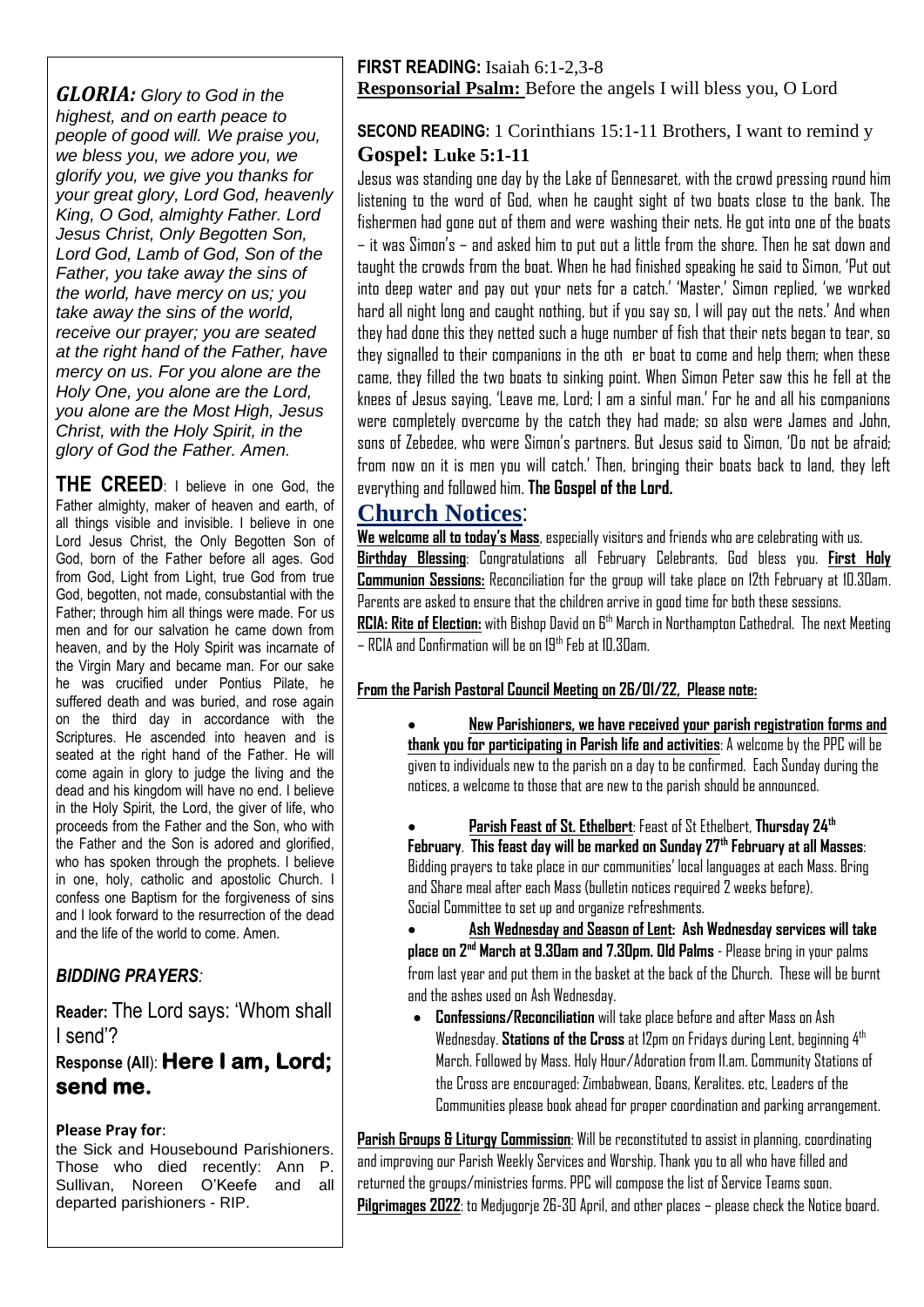***GLORIA:*** *Glory to God in the highest, and on earth peace to people of good will. We praise you, we bless you, we adore you, we glorify you, we give you thanks for your great glory, Lord God, heavenly King, O God, almighty Father. Lord Jesus Christ, Only Begotten Son, Lord God, Lamb of God, Son of the Father, you take away the sins of the world, have mercy on us; you take away the sins of the world, receive our prayer; you are seated at the right hand of the Father, have mercy on us. For you alone are the Holy One, you alone are the Lord, you alone are the Most High, Jesus Christ, with the Holy Spirit, in the glory of God the Father. Amen.*

**THE CREED**: I believe in one God, the Father almighty, maker of heaven and earth, of all things visible and invisible. I believe in one Lord Jesus Christ, the Only Begotten Son of God, born of the Father before all ages. God from God, Light from Light, true God from true God, begotten, not made, consubstantial with the Father; through him all things were made. For us men and for our salvation he came down from heaven, and by the Holy Spirit was incarnate of the Virgin Mary and became man. For our sake he was crucified under Pontius Pilate, he suffered death and was buried, and rose again on the third day in accordance with the Scriptures. He ascended into heaven and is seated at the right hand of the Father. He will come again in glory to judge the living and the dead and his kingdom will have no end. I believe in the Holy Spirit, the Lord, the giver of life, who proceeds from the Father and the Son, who with the Father and the Son is adored and glorified, who has spoken through the prophets. I believe in one, holy, catholic and apostolic Church. I confess one Baptism for the forgiveness of sins and I look forward to the resurrection of the dead and the life of the world to come. Amen.

***BIDDING PRAYERS****:*

**Reader:** The Lord says: 'Whom shall I send'?

**Response (All)**: **Here I am, Lord; send me.**

**Please Pray for**:

the Sick and Housebound Parishioners. Those who died recently: Ann P. Sullivan, Noreen O'Keefe and all departed parishioners - RIP.

**FIRST READING:** Isaiah 6:1-2,3-8

**Responsorial Psalm:** Before the angels I will bless you, O Lord

**SECOND READING:** 1 Corinthians 15:1-11 Brothers, I want to remind y

**Gospel: Luke 5:1-11**

Jesus was standing one day by the Lake of Gennesaret, with the crowd pressing round him listening to the word of God, when he caught sight of two boats close to the bank. The fishermen had gone out of them and were washing their nets. He got into one of the boats – it was Simon's – and asked him to put out a little from the shore. Then he sat down and taught the crowds from the boat. When he had finished speaking he said to Simon, 'Put out into deep water and pay out your nets for a catch.' 'Master,' Simon replied, 'we worked hard all night long and caught nothing, but if you say so, I will pay out the nets.' And when they had done this they netted such a huge number of fish that their nets began to tear, so they signalled to their companions in the oth er boat to come and help them; when these came, they filled the two boats to sinking point. When Simon Peter saw this he fell at the knees of Jesus saying, 'Leave me, Lord; I am a sinful man.' For he and all his companions were completely overcome by the catch they had made; so also were James and John, sons of Zebedee, who were Simon's partners. But Jesus said to Simon, 'Do not be afraid; from now on it is men you will catch.' Then, bringing their boats back to land, they left everything and followed him. **The Gospel of the Lord.**

## Church Notices:

**We welcome all to today's Mass**, especially visitors and friends who are celebrating with us.

**Birthday Blessing**: Congratulations all February Celebrants, God bless you. **First Holy Communion Sessions:** Reconciliation for the group will take place on 12th February at 10.30am. Parents are asked to ensure that the children arrive in good time for both these sessions.

**RCIA: Rite of Election:** with Bishop David on 6th March in Northampton Cathedral. The next Meeting – RCIA and Confirmation will be on 19th Feb at 10.30am.

**From the Parish Pastoral Council Meeting on 26/01/22, Please note:**

- **New Parishioners, we have received your parish registration forms and thank you for participating in Parish life and activities**: A welcome by the PPC will be given to individuals new to the parish on a day to be confirmed. Each Sunday during the notices, a welcome to those that are new to the parish should be announced.
- **Parish Feast of St. Ethelbert**: Feast of St Ethelbert, **Thursday 24th February**. **This feast day will be marked on Sunday 27th February at all Masses**: Bidding prayers to take place in our communities' local languages at each Mass. Bring and Share meal after each Mass (bulletin notices required 2 weeks before). Social Committee to set up and organize refreshments.
- **Ash Wednesday and Season of Lent: Ash Wednesday services will take place on 2nd March at 9.30am and 7.30pm. Old Palms** - Please bring in your palms from last year and put them in the basket at the back of the Church. These will be burnt and the ashes used on Ash Wednesday.
- **Confessions/Reconciliation** will take place before and after Mass on Ash Wednesday. **Stations of the Cross** at 12pm on Fridays during Lent, beginning 4th March. Followed by Mass. Holy Hour/Adoration from 11.am. Community Stations of the Cross are encouraged: Zimbabwean, Goans, Keralites. etc, Leaders of the Communities please book ahead for proper coordination and parking arrangement.

**Parish Groups & Liturgy Commission**: Will be reconstituted to assist in planning, coordinating and improving our Parish Weekly Services and Worship. Thank you to all who have filled and returned the groups/ministries forms. PPC will compose the list of Service Teams soon.

**Pilgrimages 2022**: to Medjugorje 26-30 April, and other places – please check the Notice board.